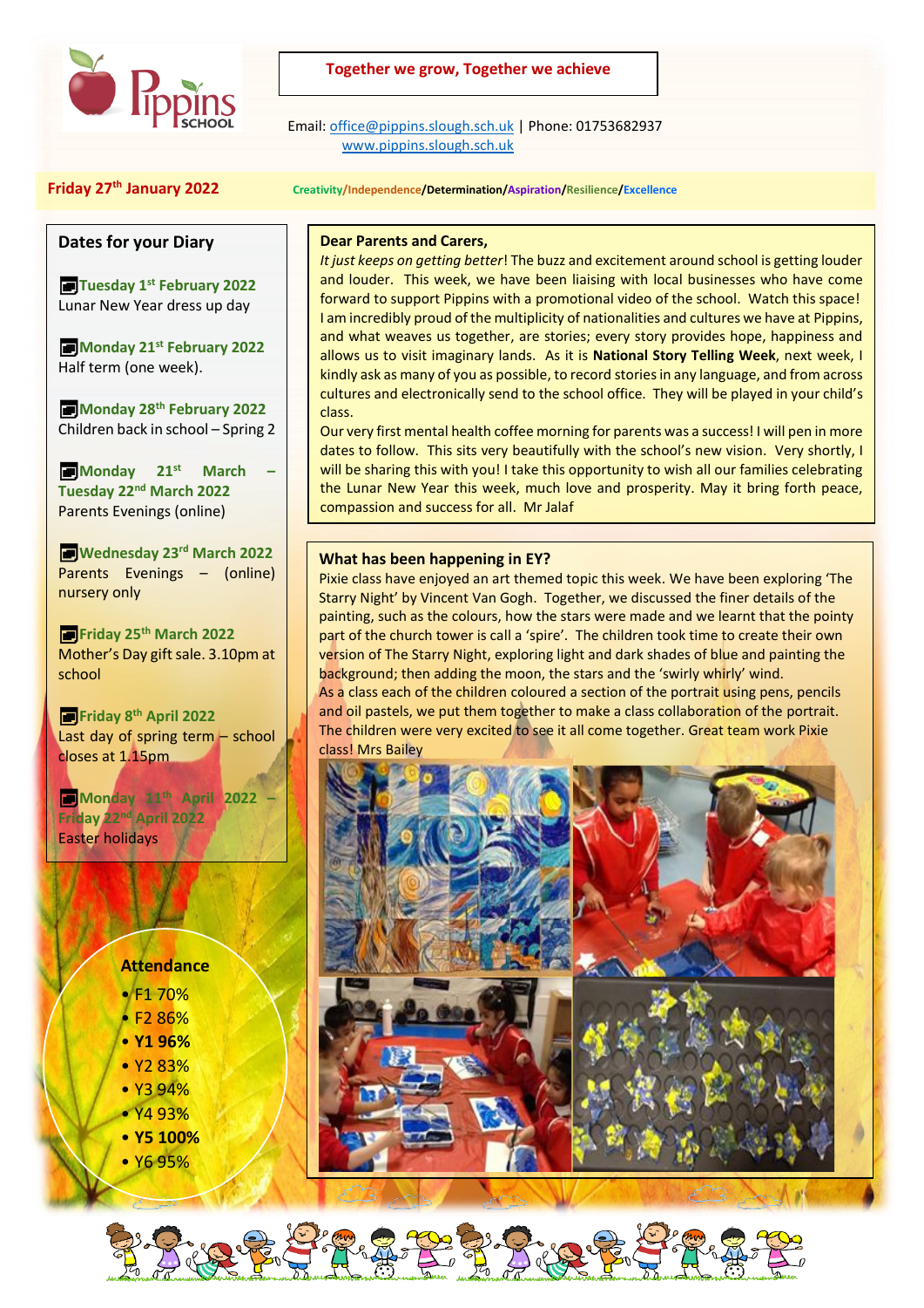# Pippins School

**Together we grow, Together we achieve**

Email: office@pippins.slough.sch.uk | Phone: 01753682937
www.pippins.slough.sch.uk

**Friday 27th January 2022**

Creativity/Independence/Determination/Aspiration/Resilience/Excellence

## Dates for your Diary

**Tuesday 1st February 2022**
Lunar New Year dress up day

**Monday 21st February 2022**
Half term (one week).

**Monday 28th February 2022**
Children back in school – Spring 2

**Monday 21st March – Tuesday 22nd March 2022**
Parents Evenings (online)

**Wednesday 23rd March 2022**
Parents Evenings – (online) nursery only

**Friday 25th March 2022**
Mother's Day gift sale. 3.10pm at school

**Friday 8th April 2022**
Last day of spring term – school closes at 1.15pm

**Monday 11th April 2022 – Friday 22nd April 2022**
Easter holidays

## Attendance

- F1 70%
- F2 86%
- **Y1 96%**
- Y2 83%
- Y3 94%
- Y4 93%
- **Y5 100%**
- Y6 95%

## Dear Parents and Carers,

*It just keeps on getting better*! The buzz and excitement around school is getting louder and louder. This week, we have been liaising with local businesses who have come forward to support Pippins with a promotional video of the school. Watch this space! I am incredibly proud of the multiplicity of nationalities and cultures we have at Pippins, and what weaves us together, are stories; every story provides hope, happiness and allows us to visit imaginary lands. As it is **National Story Telling Week**, next week, I kindly ask as many of you as possible, to record stories in any language, and from across cultures and electronically send to the school office. They will be played in your child's class.

Our very first mental health coffee morning for parents was a success! I will pen in more dates to follow. This sits very beautifully with the school's new vision. Very shortly, I will be sharing this with you! I take this opportunity to wish all our families celebrating the Lunar New Year this week, much love and prosperity. May it bring forth peace, compassion and success for all. Mr Jalaf

## What has been happening in EY?

Pixie class have enjoyed an art themed topic this week. We have been exploring 'The Starry Night' by Vincent Van Gogh. Together, we discussed the finer details of the painting, such as the colours, how the stars were made and we learnt that the pointy part of the church tower is call a 'spire'. The children took time to create their own version of The Starry Night, exploring light and dark shades of blue and painting the background; then adding the moon, the stars and the 'swirly whirly' wind.

As a class each of the children coloured a section of the portrait using pens, pencils and oil pastels, we put them together to make a class collaboration of the portrait. The children were very excited to see it all come together. Great team work Pixie class! Mrs Bailey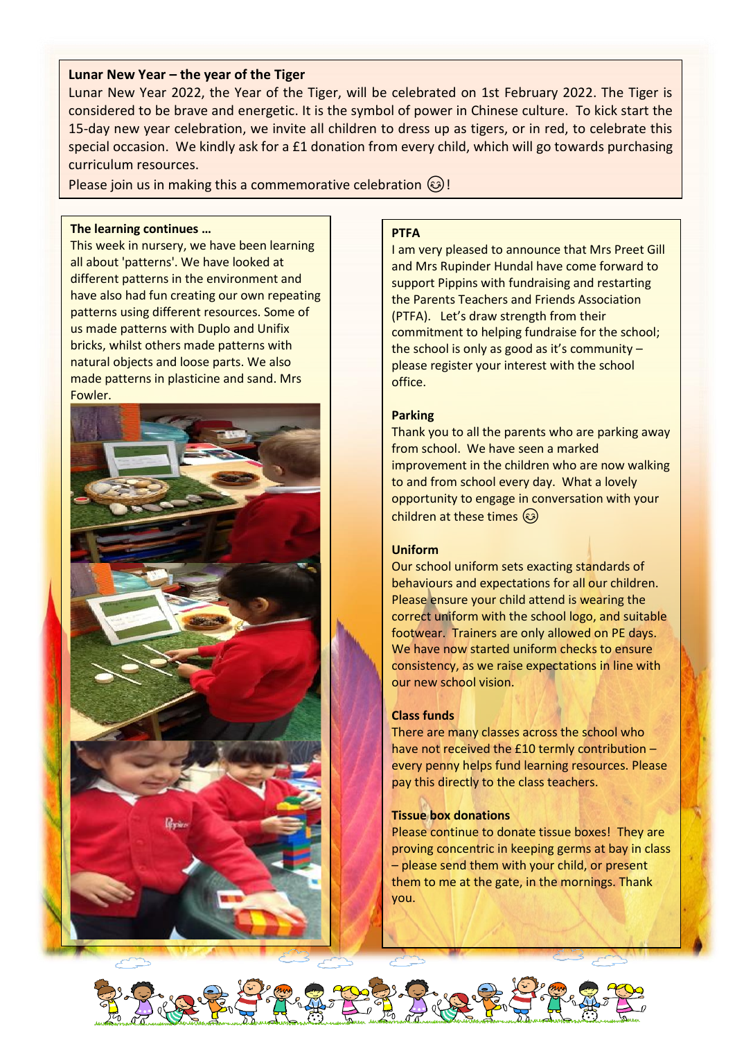**Lunar New Year – the year of the Tiger**

Lunar New Year 2022, the Year of the Tiger, will be celebrated on 1st February 2022. The Tiger is considered to be brave and energetic. It is the symbol of power in Chinese culture. To kick start the 15-day new year celebration, we invite all children to dress up as tigers, or in red, to celebrate this special occasion. We kindly ask for a £1 donation from every child, which will go towards purchasing curriculum resources.

Please join us in making this a commemorative celebration ☺!

**The learning continues …**

This week in nursery, we have been learning all about 'patterns'. We have looked at different patterns in the environment and have also had fun creating our own repeating patterns using different resources. Some of us made patterns with Duplo and Unifix bricks, whilst others made patterns with natural objects and loose parts. We also made patterns in plasticine and sand. Mrs Fowler.

**PTFA**

I am very pleased to announce that Mrs Preet Gill and Mrs Rupinder Hundal have come forward to support Pippins with fundraising and restarting the Parents Teachers and Friends Association (PTFA). Let's draw strength from their commitment to helping fundraise for the school; the school is only as good as it's community – please register your interest with the school office.

**Parking**

Thank you to all the parents who are parking away from school. We have seen a marked improvement in the children who are now walking to and from school every day. What a lovely opportunity to engage in conversation with your children at these times ☺

**Uniform**

Our school uniform sets exacting standards of behaviours and expectations for all our children. Please ensure your child attend is wearing the correct uniform with the school logo, and suitable footwear. Trainers are only allowed on PE days. We have now started uniform checks to ensure consistency, as we raise expectations in line with our new school vision.

**Class funds**

There are many classes across the school who have not received the £10 termly contribution – every penny helps fund learning resources. Please pay this directly to the class teachers.

**Tissue box donations**

Please continue to donate tissue boxes! They are proving concentric in keeping germs at bay in class – please send them with your child, or present them to me at the gate, in the mornings. Thank you.